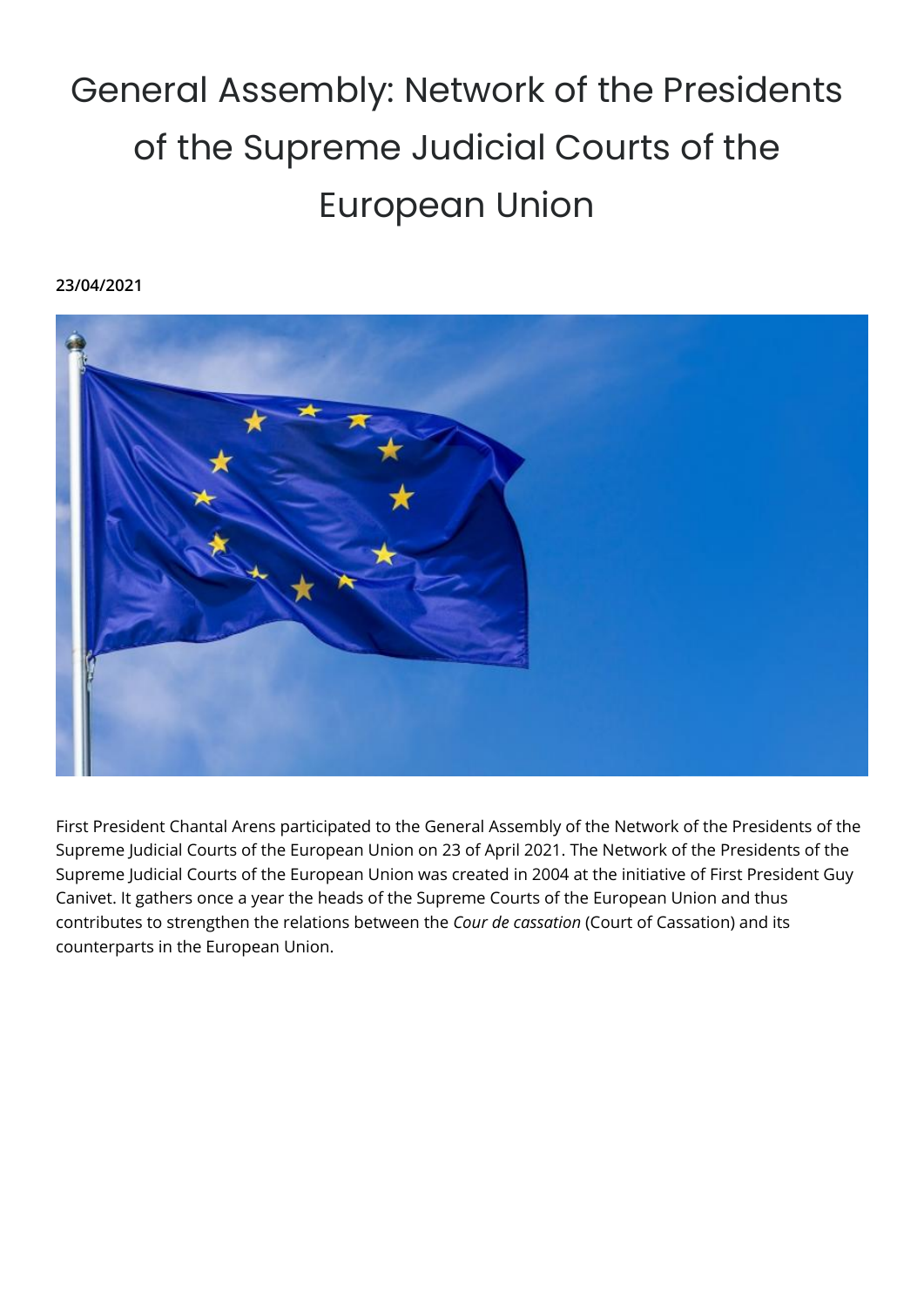# General Assembly: Network of the Presidents of the Supreme Judicial Courts of the European Union

**23/04/2021**

First President Chantal Arens participated to the General Assembly of the Network of the Presidents of the Supreme Judicial Courts of the European Union on 23 of April 2021. The Network of the Presidents of the Supreme Judicial Courts of the European Union was created in 2004 at the initiative of First President Guy Canivet. It gathers once a year the heads of the Supreme Courts of the European Union and thus contributes to strengthen the relations between the *Cour de cassation* (Court of Cassation) and its counterparts in the European Union.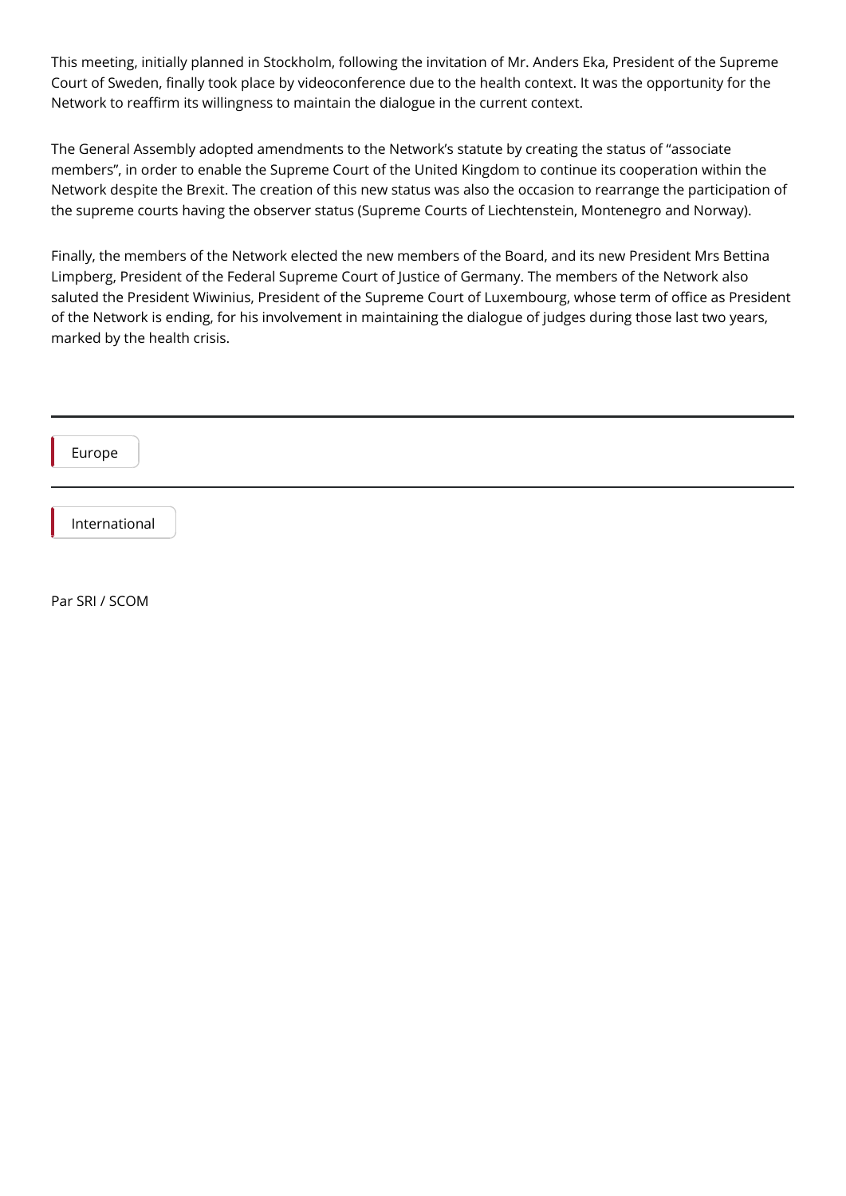This meeting, initially planned in Stockholm, following the invitation of Mr. Anders Eka, President of the Supreme Court of Sweden, finally took place by videoconference due to the health context. It was the opportunity for the Network to reaffirm its willingness to maintain the dialogue in the current context.

The General Assembly adopted amendments to the Network's statute by creating the status of "associate members", in order to enable the Supreme Court of the United Kingdom to continue its cooperation within the Network despite the Brexit. The creation of this new status was also the occasion to rearrange the participation of the supreme courts having the observer status (Supreme Courts of Liechtenstein, Montenegro and Norway).

Finally, the members of the Network elected the new members of the Board, and its new President Mrs Bettina Limpberg, President of the Federal Supreme Court of Justice of Germany. The members of the Network also saluted the President Wiwinius, President of the Supreme Court of Luxembourg, whose term of office as President of the Network is ending, for his involvement in maintaining the dialogue of judges during those last two years, marked by the health crisis.

---

Europe

---

International

Par SRI / SCOM